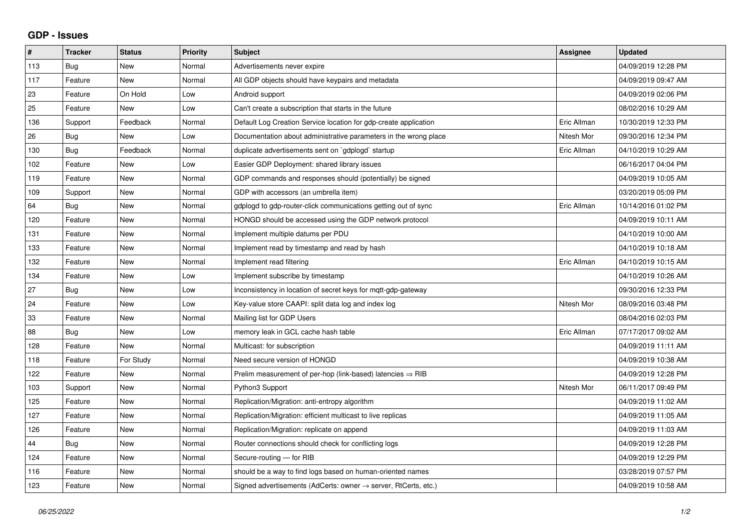## GDP - Issues

| # | Tracker | Status | Priority | Subject | Assignee | Updated |
|---|---|---|---|---|---|---|
| 113 | Bug | New | Normal | Advertisements never expire | | 04/09/2019 12:28 PM |
| 117 | Feature | New | Normal | All GDP objects should have keypairs and metadata | | 04/09/2019 09:47 AM |
| 23 | Feature | On Hold | Low | Android support | | 04/09/2019 02:06 PM |
| 25 | Feature | New | Low | Can't create a subscription that starts in the future | | 08/02/2016 10:29 AM |
| 136 | Support | Feedback | Normal | Default Log Creation Service location for gdp-create application | Eric Allman | 10/30/2019 12:33 PM |
| 26 | Bug | New | Low | Documentation about administrative parameters in the wrong place | Nitesh Mor | 09/30/2016 12:34 PM |
| 130 | Bug | Feedback | Normal | duplicate advertisements sent on `gdplogd` startup | Eric Allman | 04/10/2019 10:29 AM |
| 102 | Feature | New | Low | Easier GDP Deployment: shared library issues | | 06/16/2017 04:04 PM |
| 119 | Feature | New | Normal | GDP commands and responses should (potentially) be signed | | 04/09/2019 10:05 AM |
| 109 | Support | New | Normal | GDP with accessors (an umbrella item) | | 03/20/2019 05:09 PM |
| 64 | Bug | New | Normal | gdplogd to gdp-router-click communications getting out of sync | Eric Allman | 10/14/2016 01:02 PM |
| 120 | Feature | New | Normal | HONGD should be accessed using the GDP network protocol | | 04/09/2019 10:11 AM |
| 131 | Feature | New | Normal | Implement multiple datums per PDU | | 04/10/2019 10:00 AM |
| 133 | Feature | New | Normal | Implement read by timestamp and read by hash | | 04/10/2019 10:18 AM |
| 132 | Feature | New | Normal | Implement read filtering | Eric Allman | 04/10/2019 10:15 AM |
| 134 | Feature | New | Low | Implement subscribe by timestamp | | 04/10/2019 10:26 AM |
| 27 | Bug | New | Low | Inconsistency in location of secret keys for mqtt-gdp-gateway | | 09/30/2016 12:33 PM |
| 24 | Feature | New | Low | Key-value store CAAPI: split data log and index log | Nitesh Mor | 08/09/2016 03:48 PM |
| 33 | Feature | New | Normal | Mailing list for GDP Users | | 08/04/2016 02:03 PM |
| 88 | Bug | New | Low | memory leak in GCL cache hash table | Eric Allman | 07/17/2017 09:02 AM |
| 128 | Feature | New | Normal | Multicast: for subscription | | 04/09/2019 11:11 AM |
| 118 | Feature | For Study | Normal | Need secure version of HONGD | | 04/09/2019 10:38 AM |
| 122 | Feature | New | Normal | Prelim measurement of per-hop (link-based) latencies ⇒ RIB | | 04/09/2019 12:28 PM |
| 103 | Support | New | Normal | Python3 Support | Nitesh Mor | 06/11/2017 09:49 PM |
| 125 | Feature | New | Normal | Replication/Migration: anti-entropy algorithm | | 04/09/2019 11:02 AM |
| 127 | Feature | New | Normal | Replication/Migration: efficient multicast to live replicas | | 04/09/2019 11:05 AM |
| 126 | Feature | New | Normal | Replication/Migration: replicate on append | | 04/09/2019 11:03 AM |
| 44 | Bug | New | Normal | Router connections should check for conflicting logs | | 04/09/2019 12:28 PM |
| 124 | Feature | New | Normal | Secure-routing — for RIB | | 04/09/2019 12:29 PM |
| 116 | Feature | New | Normal | should be a way to find logs based on human-oriented names | | 03/28/2019 07:57 PM |
| 123 | Feature | New | Normal | Signed advertisements (AdCerts: owner → server, RtCerts, etc.) | | 04/09/2019 10:58 AM |

*06/25/2022*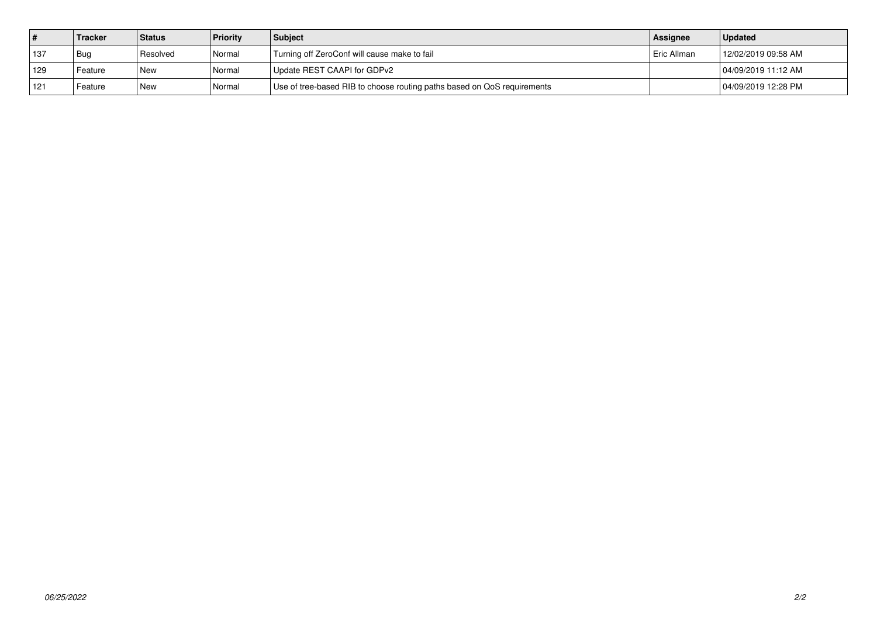| # | Tracker | Status | Priority | Subject | Assignee | Updated |
|---|---|---|---|---|---|---|
| 137 | Bug | Resolved | Normal | Turning off ZeroConf will cause make to fail | Eric Allman | 12/02/2019 09:58 AM |
| 129 | Feature | New | Normal | Update REST CAAPI for GDPv2 | | 04/09/2019 11:12 AM |
| 121 | Feature | New | Normal | Use of tree-based RIB to choose routing paths based on QoS requirements | | 04/09/2019 12:28 PM |